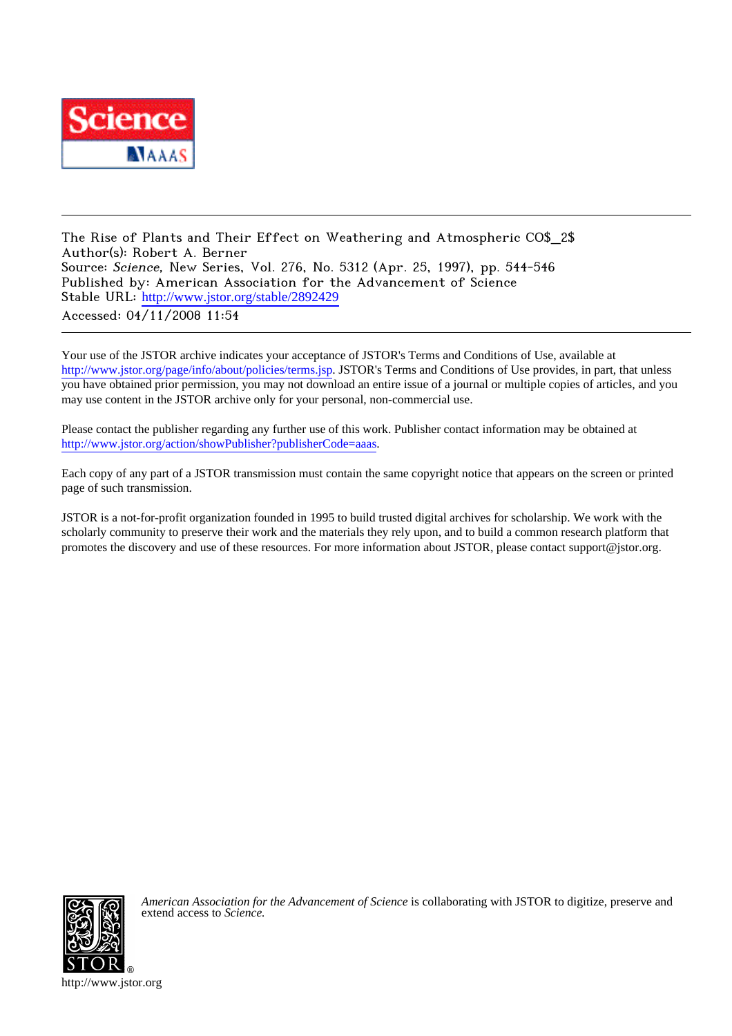The Rise of Plants and Their Effect on Weathering and Atmospheric $CO_2$

Author(s): Robert A. Berner

Source: *Science*, New Series, Vol. 276, No. 5312 (Apr. 25, 1997), pp. 544-546

Published by: American Association for the Advancement of Science

Stable URL: http://www.jstor.org/stable/2892429

Accessed: 04/11/2008 11:54

---

Your use of the JSTOR archive indicates your acceptance of JSTOR's Terms and Conditions of Use, available at http://www.jstor.org/page/info/about/policies/terms.jsp. JSTOR's Terms and Conditions of Use provides, in part, that unless you have obtained prior permission, you may not download an entire issue of a journal or multiple copies of articles, and you may use content in the JSTOR archive only for your personal, non-commercial use.

Please contact the publisher regarding any further use of this work. Publisher contact information may be obtained at http://www.jstor.org/action/showPublisher?publisherCode=aaas.

Each copy of any part of a JSTOR transmission must contain the same copyright notice that appears on the screen or printed page of such transmission.

JSTOR is a not-for-profit organization founded in 1995 to build trusted digital archives for scholarship. We work with the scholarly community to preserve their work and the materials they rely upon, and to build a common research platform that promotes the discovery and use of these resources. For more information about JSTOR, please contact support@jstor.org.

*American Association for the Advancement of Science* is collaborating with JSTOR to digitize, preserve and extend access to *Science.*

http://www.jstor.org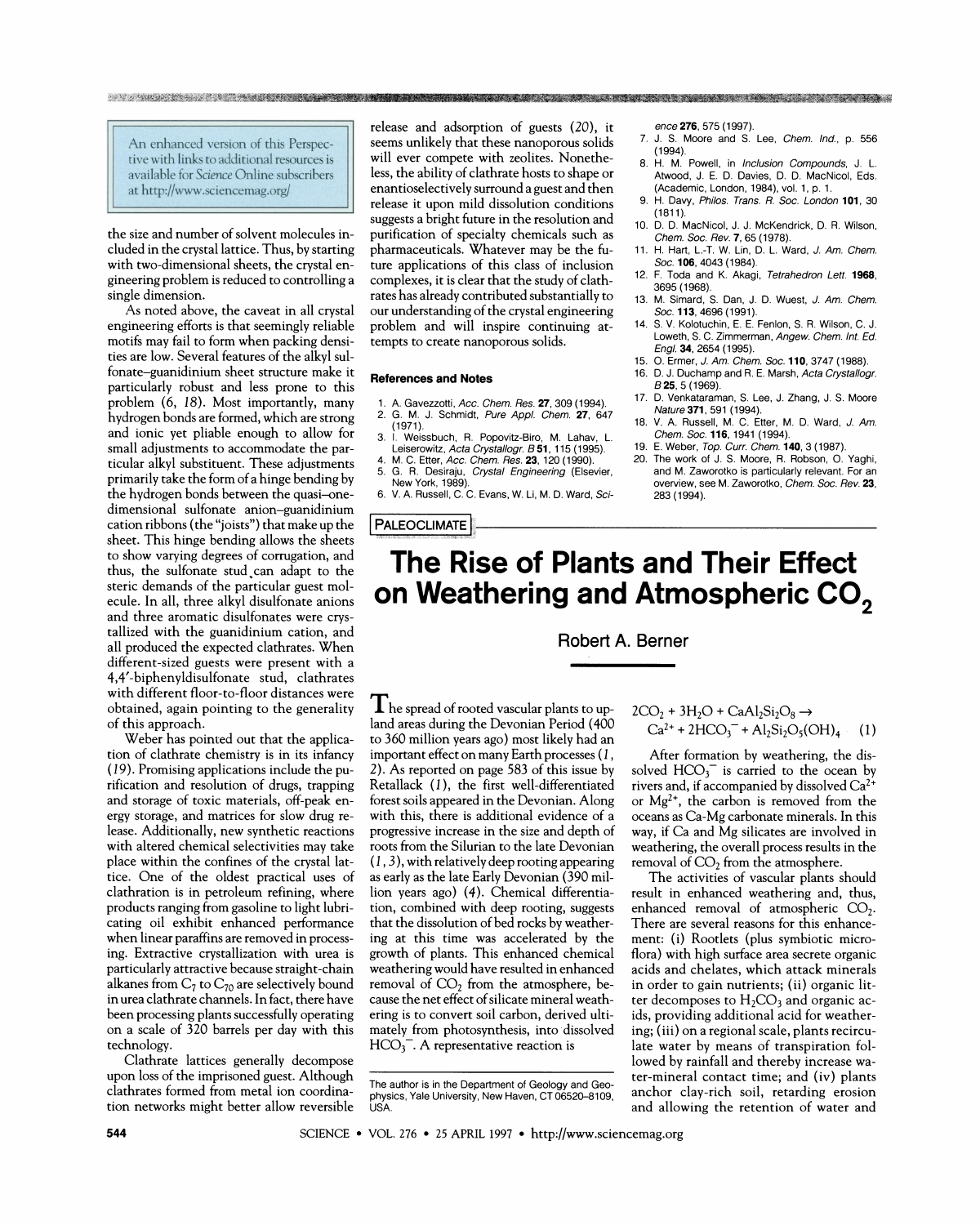An enhanced version of this Perspective with links to additional resources is available for *Science* Online subscribers at http://www.sciencemag.org/

the size and number of solvent molecules included in the crystal lattice. Thus, by starting with two-dimensional sheets, the crystal engineering problem is reduced to controlling a single dimension.

As noted above, the caveat in all crystal engineering efforts is that seemingly reliable motifs may fail to form when packing densities are low. Several features of the alkyl sulfonate–guanidinium sheet structure make it particularly robust and less prone to this problem (6, 18). Most importantly, many hydrogen bonds are formed, which are strong and ionic yet pliable enough to allow for small adjustments to accommodate the particular alkyl substituent. These adjustments primarily take the form of a hinge bending by the hydrogen bonds between the quasi–one-dimensional sulfonate anion–guanidinium cation ribbons (the "joists") that make up the sheet. This hinge bending allows the sheets to show varying degrees of corrugation, and thus, the sulfonate stud can adapt to the steric demands of the particular guest molecule. In all, three alkyl disulfonate anions and three aromatic disulfonates were crystallized with the guanidinium cation, and all produced the expected clathrates. When different-sized guests were present with a 4,4′-biphenyldisulfonate stud, clathrates with different floor-to-floor distances were obtained, again pointing to the generality of this approach.

Weber has pointed out that the application of clathrate chemistry is in its infancy (19). Promising applications include the purification and resolution of drugs, trapping and storage of toxic materials, off-peak energy storage, and matrices for slow drug release. Additionally, new synthetic reactions with altered chemical selectivities may take place within the confines of the crystal lattice. One of the oldest practical uses of clathration is in petroleum refining, where products ranging from gasoline to light lubricating oil exhibit enhanced performance when linear paraffins are removed in processing. Extractive crystallization with urea is particularly attractive because straight-chain alkanes from $C_7$ to $C_{70}$ are selectively bound in urea clathrate channels. In fact, there have been processing plants successfully operating on a scale of 320 barrels per day with this technology.

Clathrate lattices generally decompose upon loss of the imprisoned guest. Although clathrates formed from metal ion coordination networks might better allow reversible release and adsorption of guests (20), it seems unlikely that these nanoporous solids will ever compete with zeolites. Nonetheless, the ability of clathrate hosts to shape or enantioselectively surround a guest and then release it upon mild dissolution conditions suggests a bright future in the resolution and purification of specialty chemicals such as pharmaceuticals. Whatever may be the future applications of this class of inclusion complexes, it is clear that the study of clathrates has already contributed substantially to our understanding of the crystal engineering problem and will inspire continuing attempts to create nanoporous solids.

### References and Notes

1. A. Gavezzotti, *Acc. Chem. Res.* **27**, 309 (1994).
2. G. M. J. Schmidt, *Pure Appl. Chem.* **27**, 647 (1971).
3. I. Weissbuch, R. Popovitz-Biro, M. Lahav, L. Leiserowitz, *Acta Crystallogr. B* **51**, 115 (1995).
4. M. C. Etter, *Acc. Chem. Res.* **23**, 120 (1990).
5. G. R. Desiraju, *Crystal Engineering* (Elsevier, New York, 1989).
6. V. A. Russell, C. C. Evans, W. Li, M. D. Ward, *Science* **276**, 575 (1997).
7. J. S. Moore and S. Lee, *Chem. Ind.*, p. 556 (1994).
8. H. M. Powell, in *Inclusion Compounds*, J. L. Atwood, J. E. D. Davies, D. D. MacNicol, Eds. (Academic, London, 1984), vol. 1, p. 1.
9. H. Davy, *Philos. Trans. R. Soc. London* **101**, 30 (1811).
10. D. D. MacNicol, J. J. McKendrick, D. R. Wilson, *Chem. Soc. Rev.* **7**, 65 (1978).
11. H. Hart, L.-T. W. Lin, D. L. Ward, *J. Am. Chem. Soc.* **106**, 4043 (1984).
12. F. Toda and K. Akagi, *Tetrahedron Lett.* **1968**, 3695 (1968).
13. M. Simard, S. Dan, J. D. Wuest, *J. Am. Chem. Soc.* **113**, 4696 (1991).
14. S. V. Kolotuchin, E. E. Fenlon, S. R. Wilson, C. J. Loweth, S. C. Zimmerman, *Angew. Chem. Int. Ed. Engl.* **34**, 2654 (1995).
15. O. Ermer, *J. Am. Chem. Soc.* **110**, 3747 (1988).
16. D. J. Duchamp and R. E. Marsh, *Acta Crystallogr. B* **25**, 5 (1969).
17. D. Venkataraman, S. Lee, J. Zhang, J. S. Moore *Nature* **371**, 591 (1994).
18. V. A. Russell, M. C. Etter, M. D. Ward, *J. Am. Chem. Soc.* **116**, 1941 (1994).
19. E. Weber, *Top. Curr. Chem.* **140**, 3 (1987).
20. The work of J. S. Moore, R. Robson, O. Yaghi, and M. Zaworotko is particularly relevant. For an overview, see M. Zaworotko, *Chem. Soc. Rev.* **23**, 283 (1994).

PALEOCLIMATE

# The Rise of Plants and Their Effect on Weathering and Atmospheric $CO_2$

**Robert A. Berner**

The spread of rooted vascular plants to upland areas during the Devonian Period (400 to 360 million years ago) most likely had an important effect on many Earth processes (1, 2). As reported on page 583 of this issue by Retallack (1), the first well-differentiated forest soils appeared in the Devonian. Along with this, there is additional evidence of a progressive increase in the size and depth of roots from the Silurian to the late Devonian (1, 3), with relatively deep rooting appearing as early as the late Early Devonian (390 million years ago) (4). Chemical differentiation, combined with deep rooting, suggests that the dissolution of bed rocks by weathering at this time was accelerated by the growth of plants. This enhanced chemical weathering would have resulted in enhanced removal of $CO_2$ from the atmosphere, because the net effect of silicate mineral weathering is to convert soil carbon, derived ultimately from photosynthesis, into dissolved $HCO_3^-$. A representative reaction is

$$2CO_2 + 3H_2O + CaAl_2Si_2O_8 \rightarrow Ca^{2+} + 2HCO_3^- + Al_2Si_2O_5(OH)_4 \quad (1)$$

After formation by weathering, the dissolved $HCO_3^-$ is carried to the ocean by rivers and, if accompanied by dissolved $Ca^{2+}$ or $Mg^{2+}$, the carbon is removed from the oceans as Ca-Mg carbonate minerals. In this way, if Ca and Mg silicates are involved in weathering, the overall process results in the removal of $CO_2$ from the atmosphere.

The activities of vascular plants should result in enhanced weathering and, thus, enhanced removal of atmospheric $CO_2$. There are several reasons for this enhancement: (i) Rootlets (plus symbiotic microflora) with high surface area secrete organic acids and chelates, which attack minerals in order to gain nutrients; (ii) organic litter decomposes to $H_2CO_3$ and organic acids, providing additional acid for weathering; (iii) on a regional scale, plants recirculate water by means of transpiration followed by rainfall and thereby increase water-mineral contact time; and (iv) plants anchor clay-rich soil, retarding erosion and allowing the retention of water and

The author is in the Department of Geology and Geophysics, Yale University, New Haven, CT 06520-8109, USA.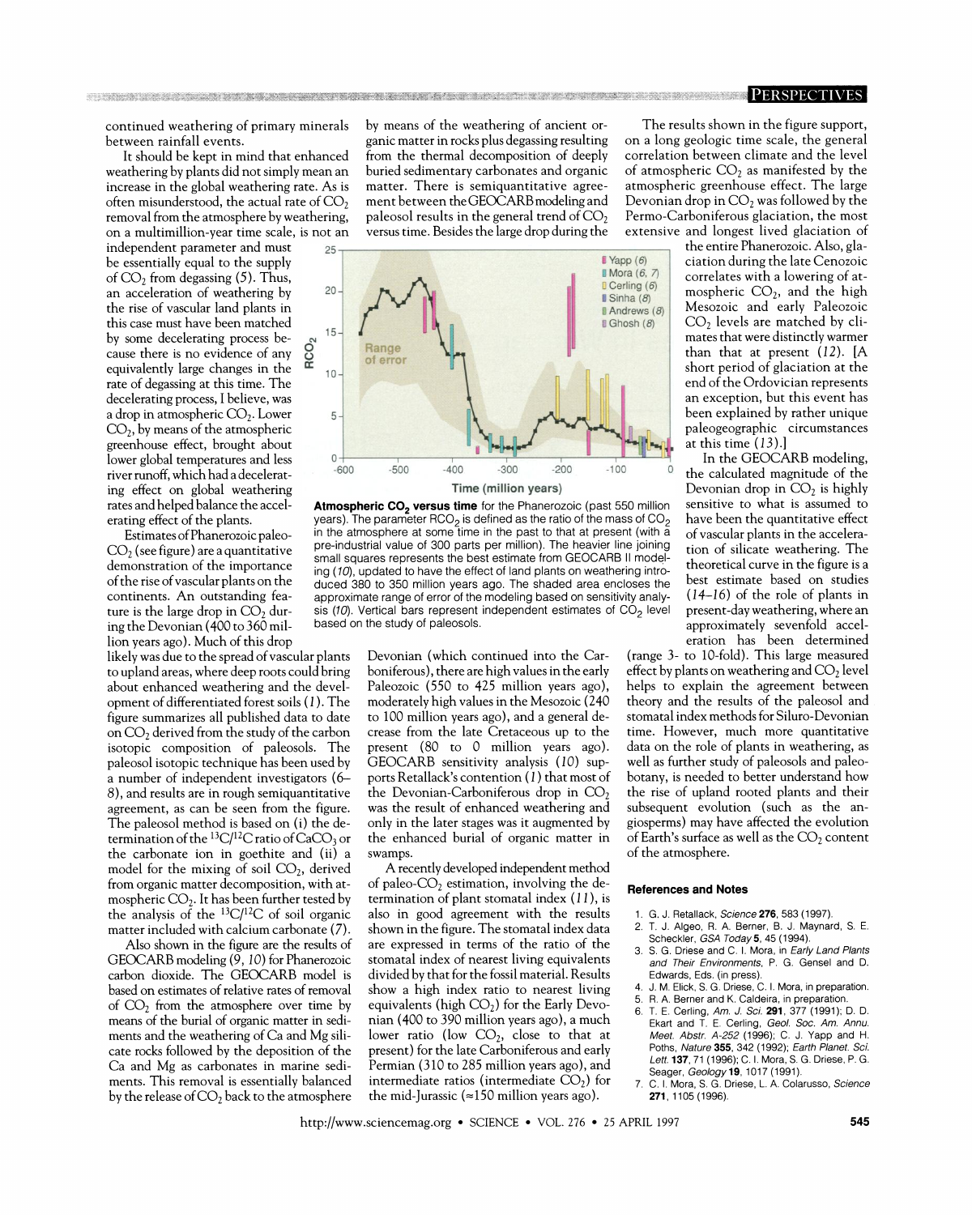continued weathering of primary minerals between rainfall events.

It should be kept in mind that enhanced weathering by plants did not simply mean an increase in the global weathering rate. As is often misunderstood, the actual rate of $CO_2$ removal from the atmosphere by weathering, on a multimillion-year time scale, is not an independent parameter and must be essentially equal to the supply of $CO_2$ from degassing (5). Thus, an acceleration of weathering by the rise of vascular land plants in this case must have been matched by some decelerating process because there is no evidence of any equivalently large changes in the rate of degassing at this time. The decelerating process, I believe, was a drop in atmospheric $CO_2$. Lower $CO_2$, by means of the atmospheric greenhouse effect, brought about lower global temperatures and less river runoff, which had a decelerating effect on global weathering rates and helped balance the accelerating effect of the plants.

Estimates of Phanerozoic paleo-$CO_2$ (see figure) are a quantitative demonstration of the importance of the rise of vascular plants on the continents. An outstanding feature is the large drop in $CO_2$ during the Devonian (400 to 360 million years ago). Much of this drop likely was due to the spread of vascular plants to upland areas, where deep roots could bring about enhanced weathering and the development of differentiated forest soils (1). The figure summarizes all published data to date on $CO_2$ derived from the study of the carbon isotopic composition of paleosols. The paleosol isotopic technique has been used by a number of independent investigators (6–8), and results are in rough semiquantitative agreement, as can be seen from the figure. The paleosol method is based on (i) the determination of the $^{13}C/^{12}C$ ratio of $CaCO_3$ or the carbonate ion in goethite and (ii) a model for the mixing of soil $CO_2$, derived from organic matter decomposition, with atmospheric $CO_2$. It has been further tested by the analysis of the $^{13}C/^{12}C$ of soil organic matter included with calcium carbonate (7).

Also shown in the figure are the results of GEOCARB modeling (9, 10) for Phanerozoic carbon dioxide. The GEOCARB model is based on estimates of relative rates of removal of $CO_2$ from the atmosphere over time by means of the burial of organic matter in sediments and the weathering of Ca and Mg silicate rocks followed by the deposition of the Ca and Mg as carbonates in marine sediments. This removal is essentially balanced by the release of $CO_2$ back to the atmosphere by means of the weathering of ancient organic matter in rocks plus degassing resulting from the thermal decomposition of deeply buried sedimentary carbonates and organic matter. There is semiquantitative agreement between the GEOCARB modeling and paleosol results in the general trend of $CO_2$ versus time. Besides the large drop during the Devonian (which continued into the Carboniferous), there are high values in the early Paleozoic (550 to 425 million years ago), moderately high values in the Mesozoic (240 to 100 million years ago), and a general decrease from the late Cretaceous up to the present (80 to 0 million years ago). GEOCARB sensitivity analysis (10) supports Retallack's contention (1) that most of the Devonian-Carboniferous drop in $CO_2$ was the result of enhanced weathering and only in the later stages was it augmented by the enhanced burial of organic matter in swamps.

**Atmospheric $CO_2$ versus time** for the Phanerozoic (past 550 million years). The parameter $RCO_2$ is defined as the ratio of the mass of $CO_2$ in the atmosphere at some time in the past to that at present (with a pre-industrial value of 300 parts per million). The heavier line joining small squares represents the best estimate from GEOCARB II modeling (10), updated to have the effect of land plants on weathering introduced 380 to 350 million years ago. The shaded area encloses the approximate range of error of the modeling based on sensitivity analysis (10). Vertical bars represent independent estimates of $CO_2$ level based on the study of paleosols.

A recently developed independent method of paleo-$CO_2$ estimation, involving the determination of plant stomatal index (11), is also in good agreement with the results shown in the figure. The stomatal index data are expressed in terms of the ratio of the stomatal index of nearest living equivalents divided by that for the fossil material. Results show a high index ratio to nearest living equivalents (high $CO_2$) for the Early Devonian (400 to 390 million years ago), a much lower ratio (low $CO_2$, close to that at present) for the late Carboniferous and early Permian (310 to 285 million years ago), and intermediate ratios (intermediate $CO_2$) for the mid-Jurassic (≈150 million years ago).

The results shown in the figure support, on a long geologic time scale, the general correlation between climate and the level of atmospheric $CO_2$ as manifested by the atmospheric greenhouse effect. The large Devonian drop in $CO_2$ was followed by the Permo-Carboniferous glaciation, the most extensive and longest lived glaciation of the entire Phanerozoic. Also, glaciation during the late Cenozoic correlates with a lowering of atmospheric $CO_2$, and the high Mesozoic and early Paleozoic $CO_2$ levels are matched by climates that were distinctly warmer than that at present (12). [A short period of glaciation at the end of the Ordovician represents an exception, but this event has been explained by rather unique paleogeographic circumstances at this time (13).]

In the GEOCARB modeling, the calculated magnitude of the Devonian drop in $CO_2$ is highly sensitive to what is assumed to have been the quantitative effect of vascular plants in the acceleration of silicate weathering. The theoretical curve in the figure is a best estimate based on studies (14–16) of the role of plants in present-day weathering, where an approximately sevenfold acceleration has been determined (range 3- to 10-fold). This large measured effect by plants on weathering and $CO_2$ level helps to explain the agreement between theory and the results of the paleosol and stomatal index methods for Siluro-Devonian time. However, much more quantitative data on the role of plants in weathering, as well as further study of paleosols and paleobotany, is needed to better understand how the rise of upland rooted plants and their subsequent evolution (such as the angiosperms) may have affected the evolution of Earth's surface as well as the $CO_2$ content of the atmosphere.

### References and Notes

1. G. J. Retallack, *Science* **276**, 583 (1997).
2. T. J. Algeo, R. A. Berner, B. J. Maynard, S. E. Scheckler, *GSA Today* **5**, 45 (1994).
3. S. G. Driese and C. I. Mora, in *Early Land Plants and Their Environments*, P. G. Gensel and D. Edwards, Eds. (in press).
4. J. M. Elick, S. G. Driese, C. I. Mora, in preparation.
5. R. A. Berner and K. Caldeira, in preparation.
6. T. E. Cerling, *Am. J. Sci.* **291**, 377 (1991); D. D. Ekart and T. E. Cerling, *Geol. Soc. Am. Annu. Meet. Abstr. A-252* (1996); C. J. Yapp and H. Poths, *Nature* **355**, 342 (1992); *Earth Planet. Sci. Lett.* **137**, 71 (1996); C. I. Mora, S. G. Driese, P. G. Seager, *Geology* **19**, 1017 (1991).
7. C. I. Mora, S. G. Driese, L. A. Colarusso, *Science* **271**, 1105 (1996).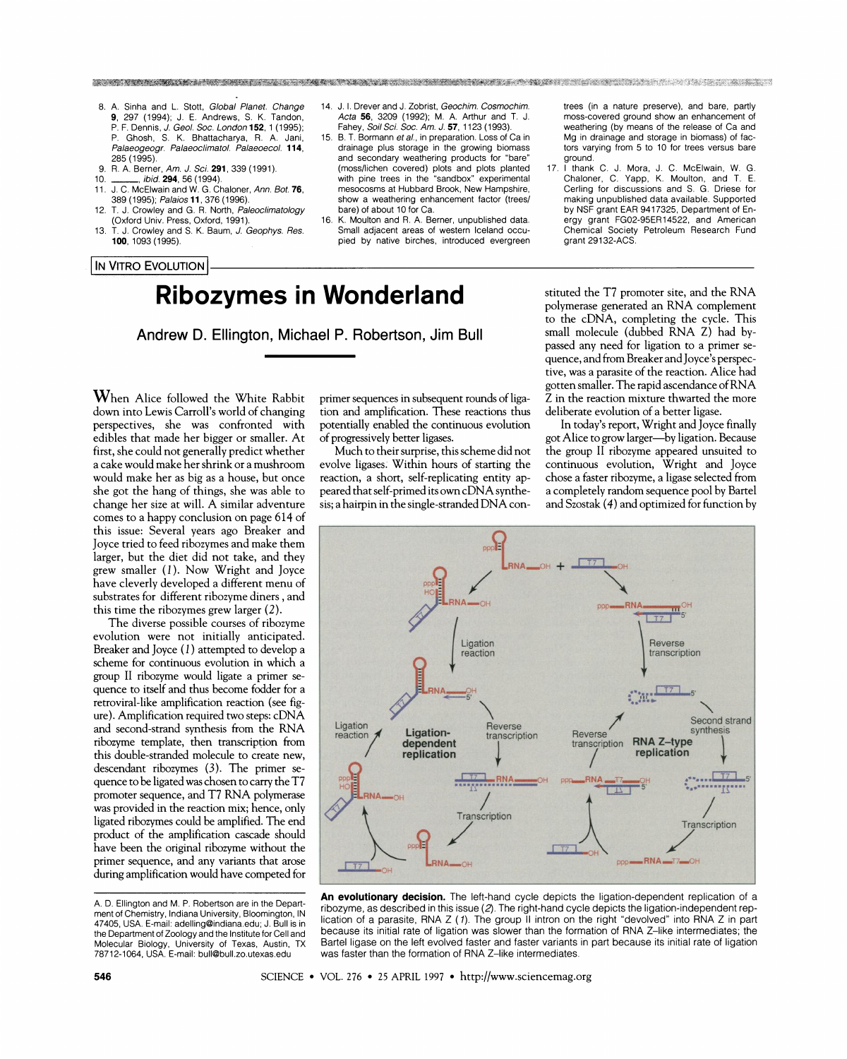8. A. Sinha and L. Stott, *Global Planet. Change* **9**, 297 (1994); J. E. Andrews, S. K. Tandon, P. F. Dennis, *J. Geol. Soc. London* **152**, 1 (1995); P. Ghosh, S. K. Bhattacharya, R. A. Jani, *Palaeogeogr. Palaeoclimatol. Palaeoecol.* **114**, 285 (1995).
9. R. A. Berner, *Am. J. Sci.* **291**, 339 (1991).
10. ______, *ibid.* **294**, 56 (1994).
11. J. C. McElwain and W. G. Chaloner, *Ann. Bot.* **76**, 389 (1995); *Palaios* **11**, 376 (1996).
12. T. J. Crowley and G. R. North, *Paleoclimatology* (Oxford Univ. Press, Oxford, 1991).
13. T. J. Crowley and S. K. Baum, *J. Geophys. Res.* **100**, 1093 (1995).
14. J. I. Drever and J. Zobrist, *Geochim. Cosmochim. Acta* **56**, 3209 (1992); M. A. Arthur and T. J. Fahey, *Soil Sci. Soc. Am. J.* **57**, 1123 (1993).
15. B. T. Bormann *et al.*, in preparation. Loss of Ca in drainage plus storage in the growing biomass and secondary weathering products for "bare" (moss/lichen covered) plots and plots planted with pine trees in the "sandbox" experimental mesocosms at Hubbard Brook, New Hampshire, show a weathering enhancement factor (trees/bare) of about 10 for Ca.
16. K. Moulton and R. A. Berner, unpublished data. Small adjacent areas of western Iceland occupied by native birches, introduced evergreen trees (in a nature preserve), and bare, partly moss-covered ground show an enhancement of weathering (by means of the release of Ca and Mg in drainage and storage in biomass) of factors varying from 5 to 10 for trees versus bare ground.
17. I thank C. J. Mora, J. C. McElwain, W. G. Chaloner, C. Yapp, K. Moulton, and T. E. Cerling for discussions and S. G. Driese for making unpublished data available. Supported by NSF grant EAR 9417325, Department of Energy grant FG02-95ER14522, and American Chemical Society Petroleum Research Fund grant 29132-ACS.

IN VITRO EVOLUTION

# Ribozymes in Wonderland

**Andrew D. Ellington, Michael P. Robertson, Jim Bull**

When Alice followed the White Rabbit down into Lewis Carroll's world of changing perspectives, she was confronted with edibles that made her bigger or smaller. At first, she could not generally predict whether a cake would make her shrink or a mushroom would make her as big as a house, but once she got the hang of things, she was able to change her size at will. A similar adventure comes to a happy conclusion on page 614 of this issue: Several years ago Breaker and Joyce tried to feed ribozymes and make them larger, but the diet did not take, and they grew smaller (*1*). Now Wright and Joyce have cleverly developed a different menu of substrates for different ribozyme diners, and this time the ribozymes grew larger (*2*).

The diverse possible courses of ribozyme evolution were not initially anticipated. Breaker and Joyce (*1*) attempted to develop a scheme for continuous evolution in which a group II ribozyme would ligate a primer sequence to itself and thus become fodder for a retroviral-like amplification reaction (see figure). Amplification required two steps: cDNA and second-strand synthesis from the RNA ribozyme template, then transcription from this double-stranded molecule to create new, descendant ribozymes (*3*). The primer sequence to be ligated was chosen to carry the T7 promoter sequence, and T7 RNA polymerase was provided in the reaction mix; hence, only ligated ribozymes could be amplified. The end product of the amplification cascade should have been the original ribozyme without the primer sequence, and any variants that arose during amplification would have competed for primer sequences in subsequent rounds of ligation and amplification. These reactions thus potentially enabled the continuous evolution of progressively better ligases.

Much to their surprise, this scheme did not evolve ligases. Within hours of starting the reaction, a short, self-replicating entity appeared that self-primed its own cDNA synthesis; a hairpin in the single-stranded DNA constituted the T7 promoter site, and the RNA polymerase generated an RNA complement to the cDNA, completing the cycle. This small molecule (dubbed RNA Z) had bypassed any need for ligation to a primer sequence, and from Breaker and Joyce's perspective, was a parasite of the reaction. Alice had gotten smaller. The rapid ascendance of RNA Z in the reaction mixture thwarted the more deliberate evolution of a better ligase.

In today's report, Wright and Joyce finally got Alice to grow larger—by ligation. Because the group II ribozyme appeared unsuited to continuous evolution, Wright and Joyce chose a faster ribozyme, a ligase selected from a completely random sequence pool by Bartel and Szostak (*4*) and optimized for function by

Ligation reaction
Ligation-dependent replication
Reverse transcription
Transcription
RNA Z-type replication
Second strand synthesis

**An evolutionary decision.** The left-hand cycle depicts the ligation-dependent replication of a ribozyme, as described in this issue (*2*). The right-hand cycle depicts the ligation-independent replication of a parasite, RNA Z (*1*). The group II intron on the right "devolved" into RNA Z in part because its initial rate of ligation was slower than the formation of RNA Z–like intermediates; the Bartel ligase on the left evolved faster and faster variants in part because its initial rate of ligation was faster than the formation of RNA Z–like intermediates.

A. D. Ellington and M. P. Robertson are in the Department of Chemistry, Indiana University, Bloomington, IN 47405, USA. E-mail: adelling@indiana.edu; J. Bull is in the Department of Zoology and the Institute for Cell and Molecular Biology, University of Texas, Austin, TX 78712-1064, USA. E-mail: bull@bull.zo.utexas.edu